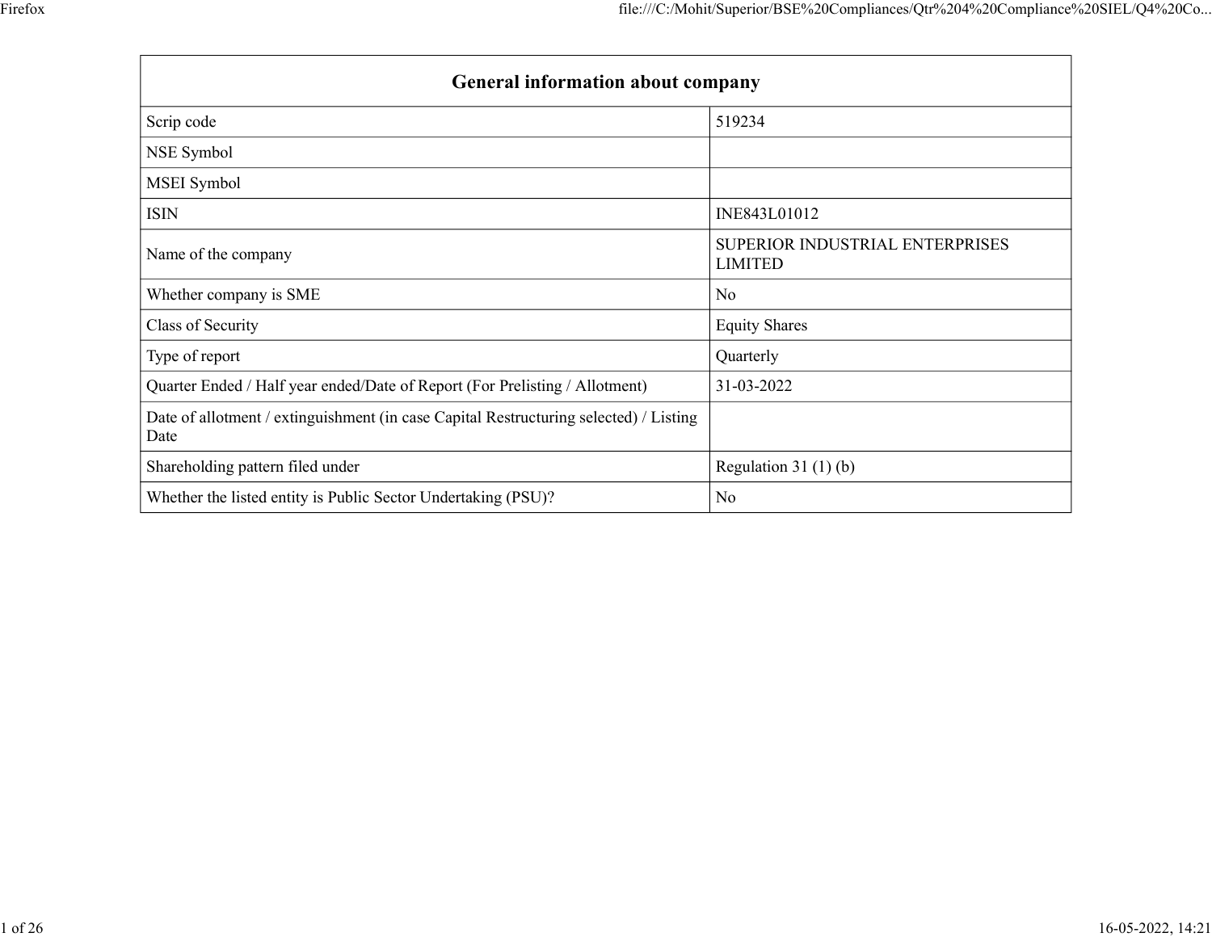| General information about company | |
|---|---|
| Scrip code | 519234 |
| NSE Symbol | |
| MSEI Symbol | |
| ISIN | INE843L01012 |
| Name of the company | SUPERIOR INDUSTRIAL ENTERPRISES LIMITED |
| Whether company is SME | No |
| Class of Security | Equity Shares |
| Type of report | Quarterly |
| Quarter Ended / Half year ended/Date of Report (For Prelisting / Allotment) | 31-03-2022 |
| Date of allotment / extinguishment (in case Capital Restructuring selected) / Listing Date | |
| Shareholding pattern filed under | Regulation 31 (1) (b) |
| Whether the listed entity is Public Sector Undertaking (PSU)? | No |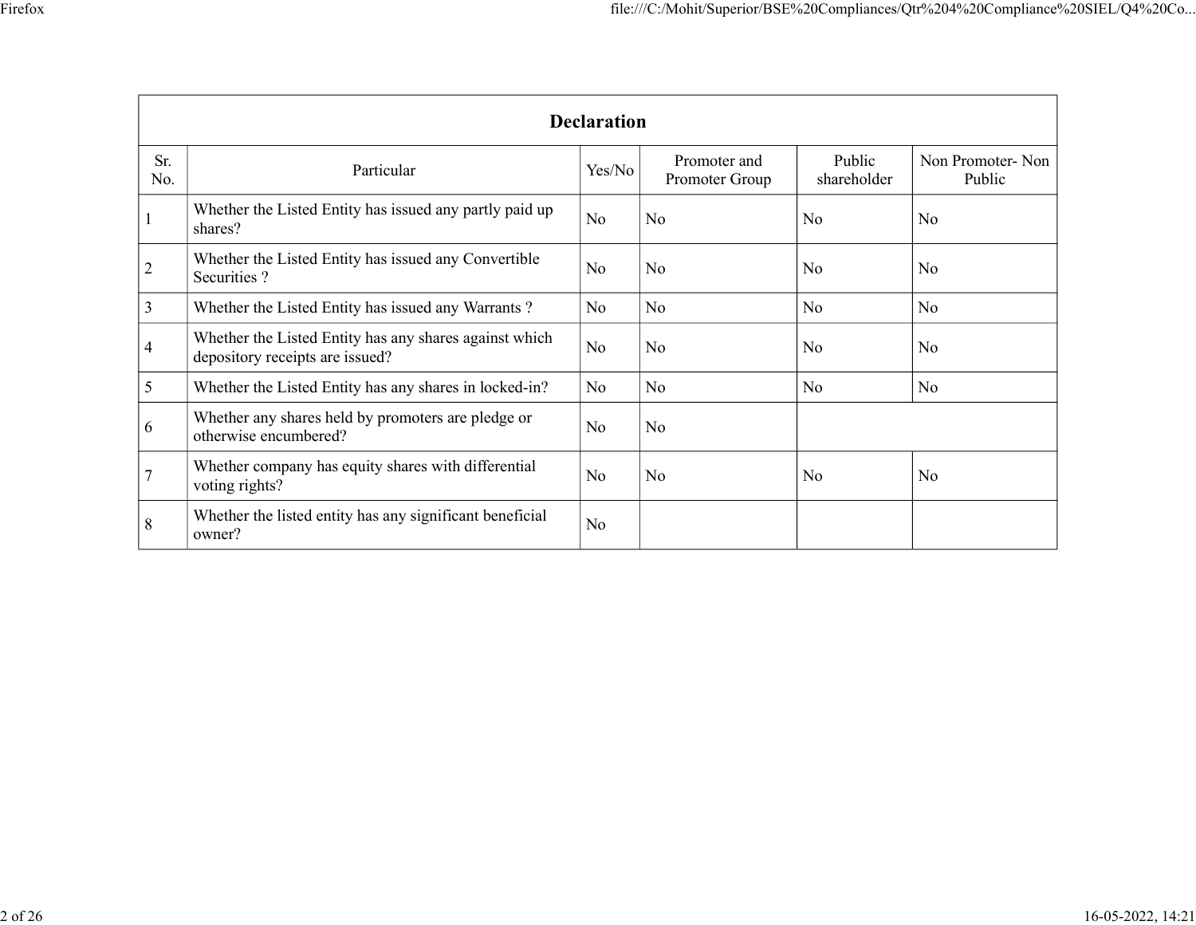| Declaration | | | | | |
|---|---|---|---|---|---|
| Sr. No. | Particular | Yes/No | Promoter and Promoter Group | Public shareholder | Non Promoter- Non Public |
| 1 | Whether the Listed Entity has issued any partly paid up shares? | No | No | No | No |
| 2 | Whether the Listed Entity has issued any Convertible Securities ? | No | No | No | No |
| 3 | Whether the Listed Entity has issued any Warrants ? | No | No | No | No |
| 4 | Whether the Listed Entity has any shares against which depository receipts are issued? | No | No | No | No |
| 5 | Whether the Listed Entity has any shares in locked-in? | No | No | No | No |
| 6 | Whether any shares held by promoters are pledge or otherwise encumbered? | No | No | | |
| 7 | Whether company has equity shares with differential voting rights? | No | No | No | No |
| 8 | Whether the listed entity has any significant beneficial owner? | No | | | |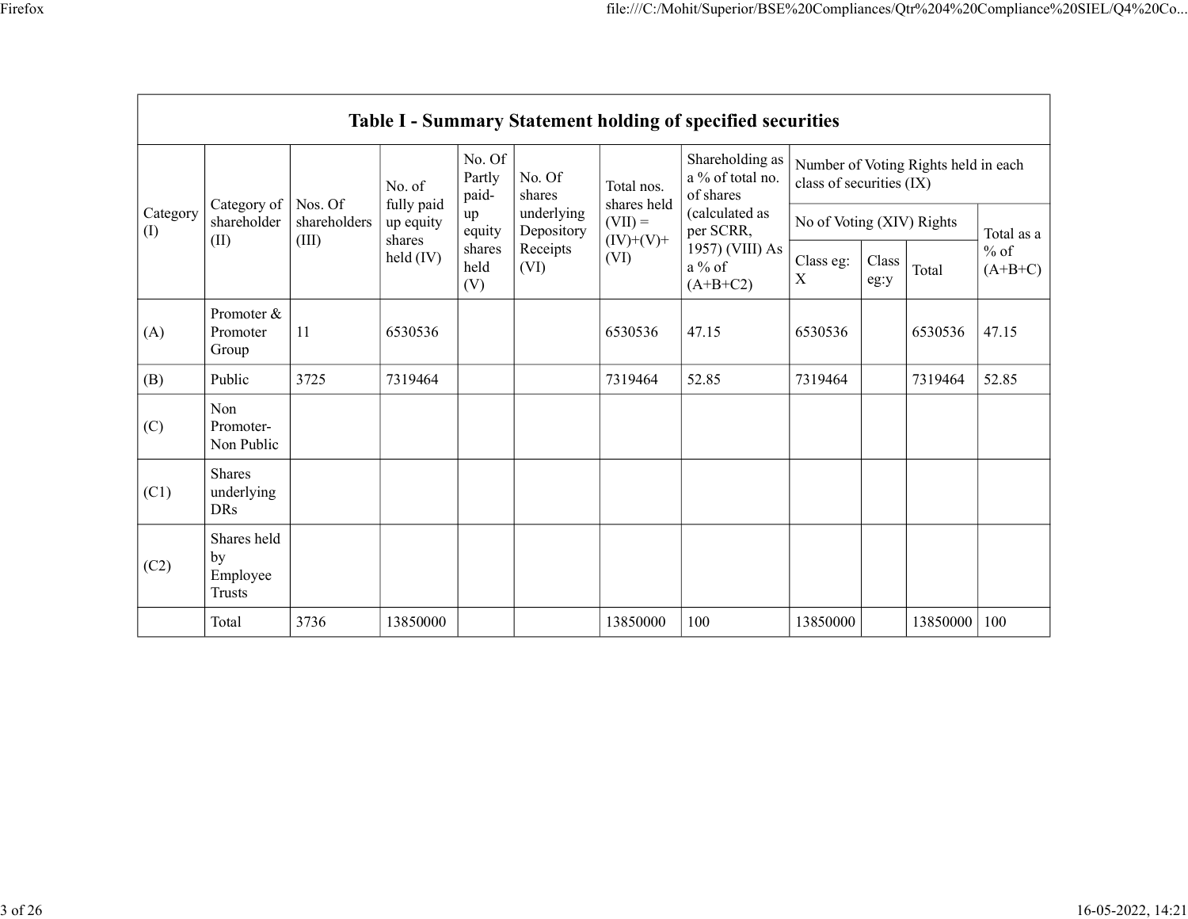## Table I - Summary Statement holding of specified securities

| Category (I) | Category of shareholder (II) | Nos. Of shareholders (III) | No. of fully paid up equity shares held (IV) | No. Of Partly paid-up equity shares held (V) | No. Of shares underlying Depository Receipts (VI) | Total nos. shares held (VII) = (IV)+(V)+ (VI) | Shareholding as a % of total no. of shares (calculated as per SCRR, 1957) (VIII) As a % of (A+B+C2) | Number of Voting Rights held in each class of securities (IX) | | | |
|---|---|---|---|---|---|---|---|---|---|---|---|
| | | | | | | | | No of Voting (XIV) Rights | | | Total as a % of (A+B+C) |
| | | | | | | | | Class eg: X | Class eg:y | Total | |
| (A) | Promoter & Promoter Group | 11 | 6530536 | | | 6530536 | 47.15 | 6530536 | | 6530536 | 47.15 |
| (B) | Public | 3725 | 7319464 | | | 7319464 | 52.85 | 7319464 | | 7319464 | 52.85 |
| (C) | Non Promoter- Non Public | | | | | | | | | | |
| (C1) | Shares underlying DRs | | | | | | | | | | |
| (C2) | Shares held by Employee Trusts | | | | | | | | | | |
| | Total | 3736 | 13850000 | | | 13850000 | 100 | 13850000 | | 13850000 | 100 |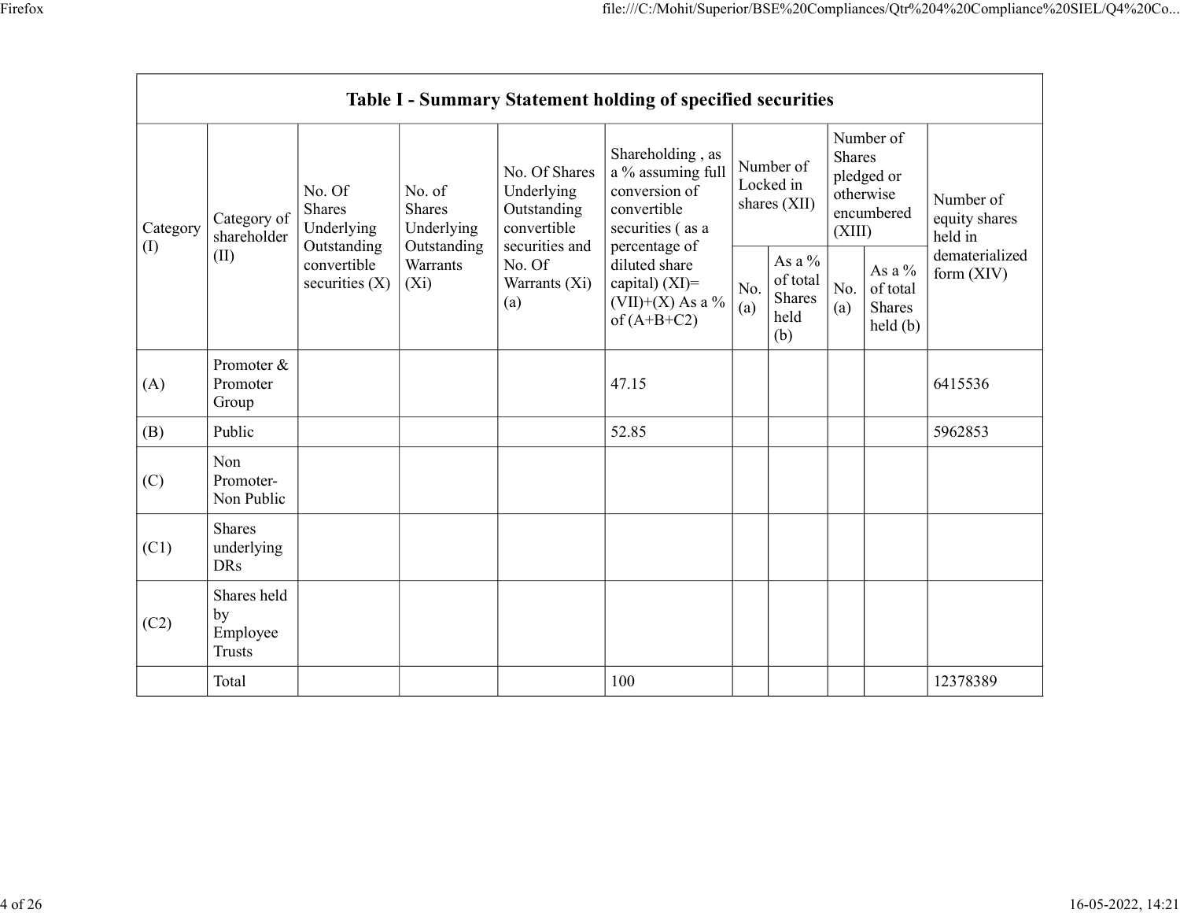| Table I - Summary Statement holding of specified securities | | | | | | | | | | |
|---|---|---|---|---|---|---|---|---|---|---|
| Category (I) | Category of shareholder (II) | No. Of Shares Underlying Outstanding convertible securities (X) | No. of Shares Underlying Outstanding Warrants (Xi) | No. Of Shares Underlying Outstanding convertible securities and No. Of Warrants (Xi) (a) | Shareholding , as a % assuming full conversion of convertible securities ( as a percentage of diluted share capital) (XI)= (VII)+(X) As a % of (A+B+C2) | Number of Locked in shares (XII) | | Number of Shares pledged or otherwise encumbered (XIII) | | Number of equity shares held in dematerialized form (XIV) |
| | | | | | | No. (a) | As a % of total Shares held (b) | No. (a) | As a % of total Shares held (b) | |
| (A) | Promoter & Promoter Group | | | | 47.15 | | | | | 6415536 |
| (B) | Public | | | | 52.85 | | | | | 5962853 |
| (C) | Non Promoter- Non Public | | | | | | | | | |
| (C1) | Shares underlying DRs | | | | | | | | | |
| (C2) | Shares held by Employee Trusts | | | | | | | | | |
| | Total | | | | 100 | | | | | 12378389 |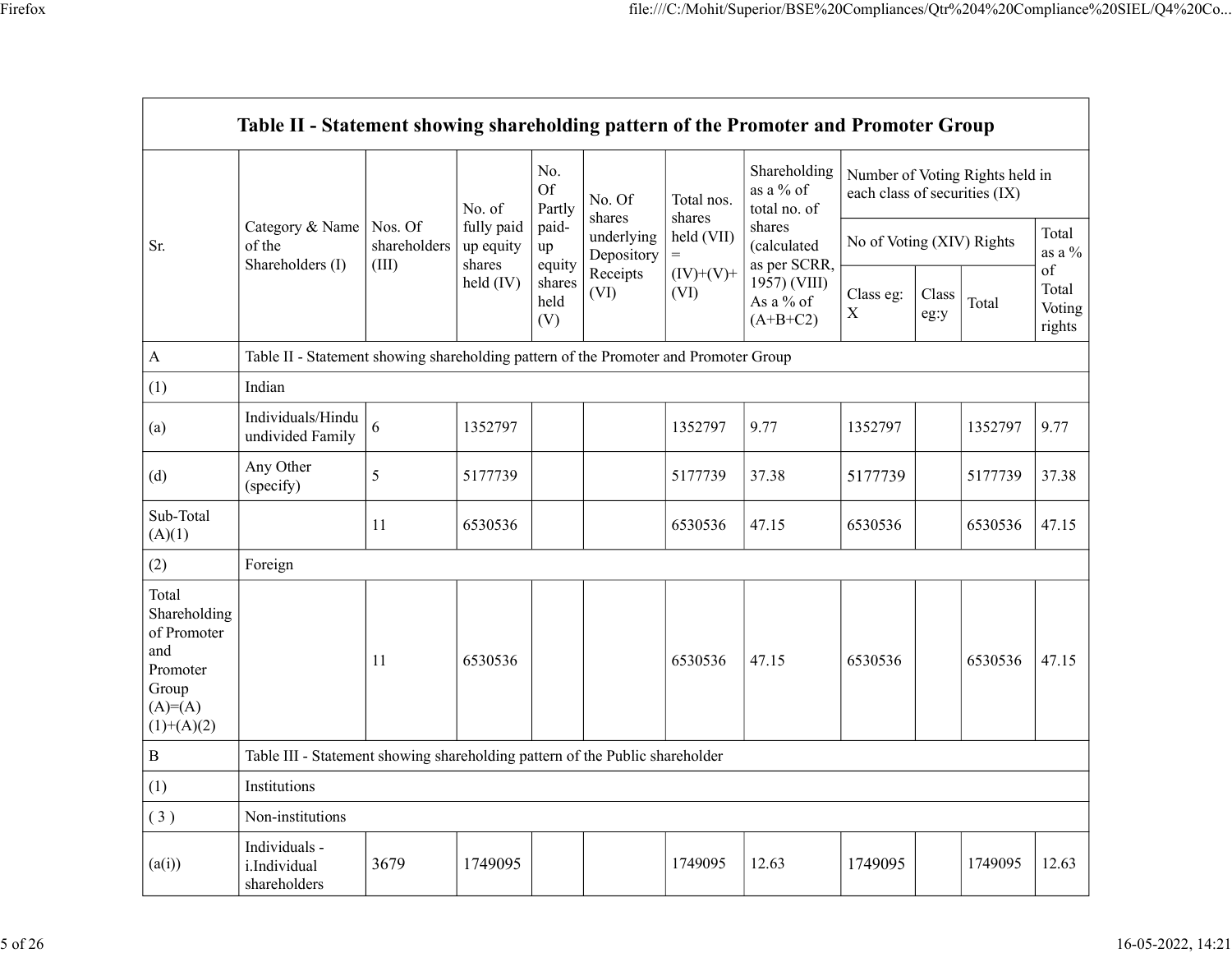| Table II - Statement showing shareholding pattern of the Promoter and Promoter Group | | | | | | | | | | | |
|---|---|---|---|---|---|---|---|---|---|---|---|
| Sr. | Category & Name of the Shareholders (I) | Nos. Of shareholders (III) | No. of fully paid up equity shares held (IV) | No. Of Partly paid-up equity shares held (V) | No. Of shares underlying Depository Receipts (VI) | Total nos. shares held (VII) = (IV)+(V)+ (VI) | Shareholding as a % of total no. of shares (calculated as per SCRR, 1957) (VIII) As a % of (A+B+C2) | Number of Voting Rights held in each class of securities (IX) | | | |
| | | | | | | | | No of Voting (XIV) Rights | | | Total as a % of Total Voting rights |
| | | | | | | | | Class eg: X | Class eg:y | Total | |
| A | Table II - Statement showing shareholding pattern of the Promoter and Promoter Group | | | | | | | | | | |
| (1) | Indian | | | | | | | | | | |
| (a) | Individuals/Hindu undivided Family | 6 | 1352797 | | | 1352797 | 9.77 | 1352797 | | 1352797 | 9.77 |
| (d) | Any Other (specify) | 5 | 5177739 | | | 5177739 | 37.38 | 5177739 | | 5177739 | 37.38 |
| Sub-Total (A)(1) | | 11 | 6530536 | | | 6530536 | 47.15 | 6530536 | | 6530536 | 47.15 |
| (2) | Foreign | | | | | | | | | | |
| Total Shareholding of Promoter and Promoter Group (A)=(A)(1)+(A)(2) | | 11 | 6530536 | | | 6530536 | 47.15 | 6530536 | | 6530536 | 47.15 |
| B | Table III - Statement showing shareholding pattern of the Public shareholder | | | | | | | | | | |
| (1) | Institutions | | | | | | | | | | |
| ( 3 ) | Non-institutions | | | | | | | | | | |
| (a(i)) | Individuals - i.Individual shareholders | 3679 | 1749095 | | | 1749095 | 12.63 | 1749095 | | 1749095 | 12.63 |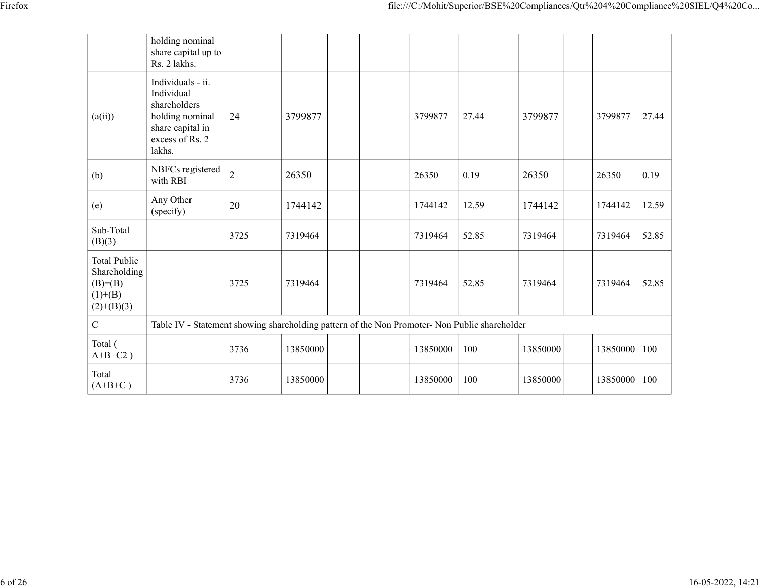| | holding nominal share capital up to Rs. 2 lakhs. | | | | | | | | | | |
|---|---|---|---|---|---|---|---|---|---|---|---|
| (a(ii)) | Individuals - ii. Individual shareholders holding nominal share capital in excess of Rs. 2 lakhs. | 24 | 3799877 | | | 3799877 | 27.44 | 3799877 | | 3799877 | 27.44 |
| (b) | NBFCs registered with RBI | 2 | 26350 | | | 26350 | 0.19 | 26350 | | 26350 | 0.19 |
| (e) | Any Other (specify) | 20 | 1744142 | | | 1744142 | 12.59 | 1744142 | | 1744142 | 12.59 |
| Sub-Total (B)(3) | | 3725 | 7319464 | | | 7319464 | 52.85 | 7319464 | | 7319464 | 52.85 |
| Total Public Shareholding (B)=(B)(1)+(B)(2)+(B)(3) | | 3725 | 7319464 | | | 7319464 | 52.85 | 7319464 | | 7319464 | 52.85 |
| C | Table IV - Statement showing shareholding pattern of the Non Promoter- Non Public shareholder | | | | | | | | | | |
| Total ( A+B+C2 ) | | 3736 | 13850000 | | | 13850000 | 100 | 13850000 | | 13850000 | 100 |
| Total (A+B+C ) | | 3736 | 13850000 | | | 13850000 | 100 | 13850000 | | 13850000 | 100 |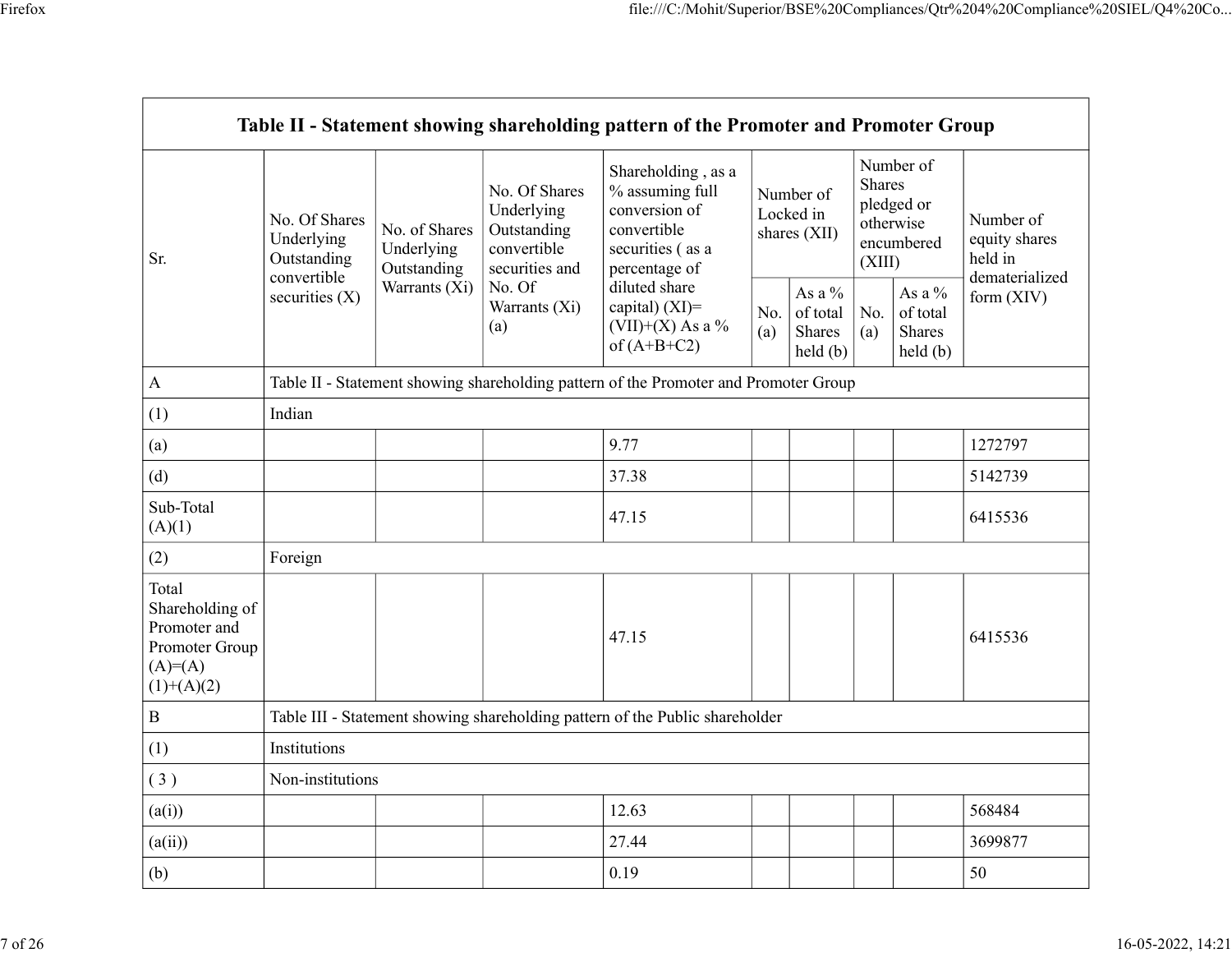| Table II - Statement showing shareholding pattern of the Promoter and Promoter Group | | | | | | | | | |
|---|---|---|---|---|---|---|---|---|---|
| Sr. | No. Of Shares Underlying Outstanding convertible securities (X) | No. of Shares Underlying Outstanding Warrants (Xi) | No. Of Shares Underlying Outstanding convertible securities and No. Of Warrants (Xi) (a) | Shareholding , as a % assuming full conversion of convertible securities ( as a percentage of diluted share capital) (XI)= (VII)+(X) As a % of (A+B+C2) | Number of Locked in shares (XII) | | Number of Shares pledged or otherwise encumbered (XIII) | | Number of equity shares held in dematerialized form (XIV) |
| | | | | | No. (a) | As a % of total Shares held (b) | No. (a) | As a % of total Shares held (b) | |
| A | Table II - Statement showing shareholding pattern of the Promoter and Promoter Group | | | | | | | | |
| (1) | Indian | | | | | | | | |
| (a) | | | | 9.77 | | | | | 1272797 |
| (d) | | | | 37.38 | | | | | 5142739 |
| Sub-Total (A)(1) | | | | 47.15 | | | | | 6415536 |
| (2) | Foreign | | | | | | | | |
| Total Shareholding of Promoter and Promoter Group (A)=(A)(1)+(A)(2) | | | | 47.15 | | | | | 6415536 |
| B | Table III - Statement showing shareholding pattern of the Public shareholder | | | | | | | | |
| (1) | Institutions | | | | | | | | |
| ( 3 ) | Non-institutions | | | | | | | | |
| (a(i)) | | | | 12.63 | | | | | 568484 |
| (a(ii)) | | | | 27.44 | | | | | 3699877 |
| (b) | | | | 0.19 | | | | | 50 |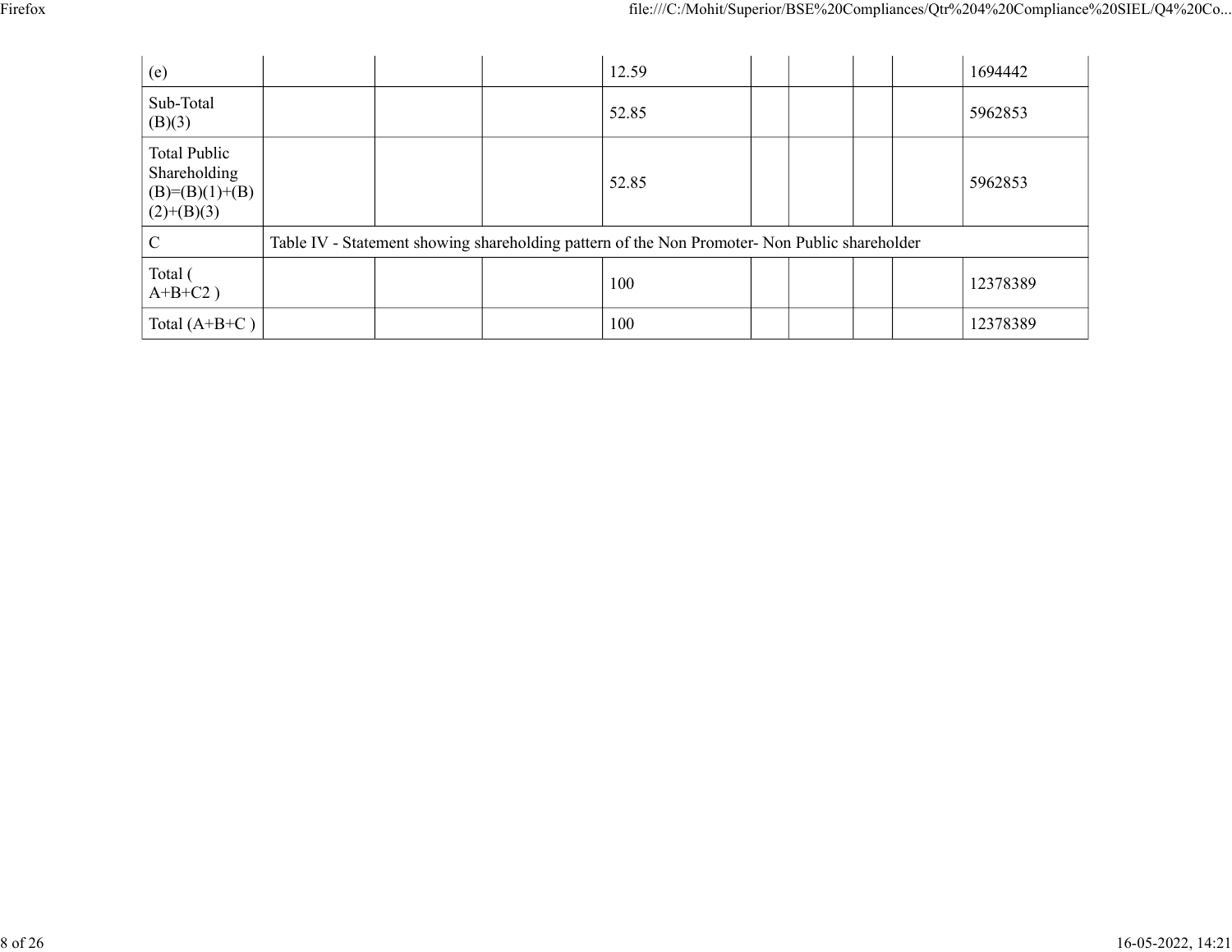| | | | | | | | | | |
|---|---|---|---|---|---|---|---|---|---|
| (e) | | | | 12.59 | | | | | 1694442 |
| Sub-Total (B)(3) | | | | 52.85 | | | | | 5962853 |
| Total Public Shareholding (B)=(B)(1)+(B)(2)+(B)(3) | | | | 52.85 | | | | | 5962853 |
| C | Table IV - Statement showing shareholding pattern of the Non Promoter- Non Public shareholder | | | | | | | | |
| Total ( A+B+C2 ) | | | | 100 | | | | | 12378389 |
| Total (A+B+C ) | | | | 100 | | | | | 12378389 |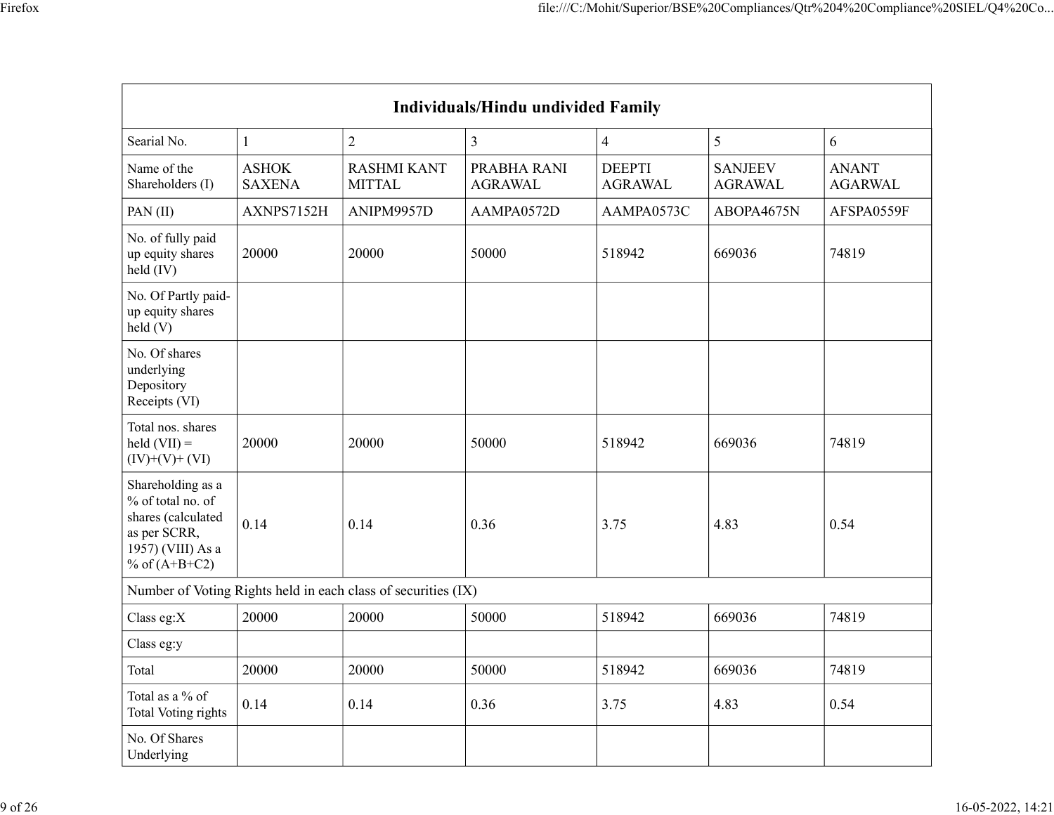| Individuals/Hindu undivided Family | | | | | | |
|---|---|---|---|---|---|---|
| Searial No. | 1 | 2 | 3 | 4 | 5 | 6 |
| Name of the Shareholders (I) | ASHOK SAXENA | RASHMI KANT MITTAL | PRABHA RANI AGRAWAL | DEEPTI AGRAWAL | SANJEEV AGRAWAL | ANANT AGARWAL |
| PAN (II) | AXNPS7152H | ANIPM9957D | AAMPA0572D | AAMPA0573C | ABOPA4675N | AFSPA0559F |
| No. of fully paid up equity shares held (IV) | 20000 | 20000 | 50000 | 518942 | 669036 | 74819 |
| No. Of Partly paid-up equity shares held (V) | | | | | | |
| No. Of shares underlying Depository Receipts (VI) | | | | | | |
| Total nos. shares held (VII) = (IV)+(V)+ (VI) | 20000 | 20000 | 50000 | 518942 | 669036 | 74819 |
| Shareholding as a % of total no. of shares (calculated as per SCRR, 1957) (VIII) As a % of (A+B+C2) | 0.14 | 0.14 | 0.36 | 3.75 | 4.83 | 0.54 |
| Number of Voting Rights held in each class of securities (IX) | | | | | | |
| Class eg:X | 20000 | 20000 | 50000 | 518942 | 669036 | 74819 |
| Class eg:y | | | | | | |
| Total | 20000 | 20000 | 50000 | 518942 | 669036 | 74819 |
| Total as a % of Total Voting rights | 0.14 | 0.14 | 0.36 | 3.75 | 4.83 | 0.54 |
| No. Of Shares Underlying | | | | | | |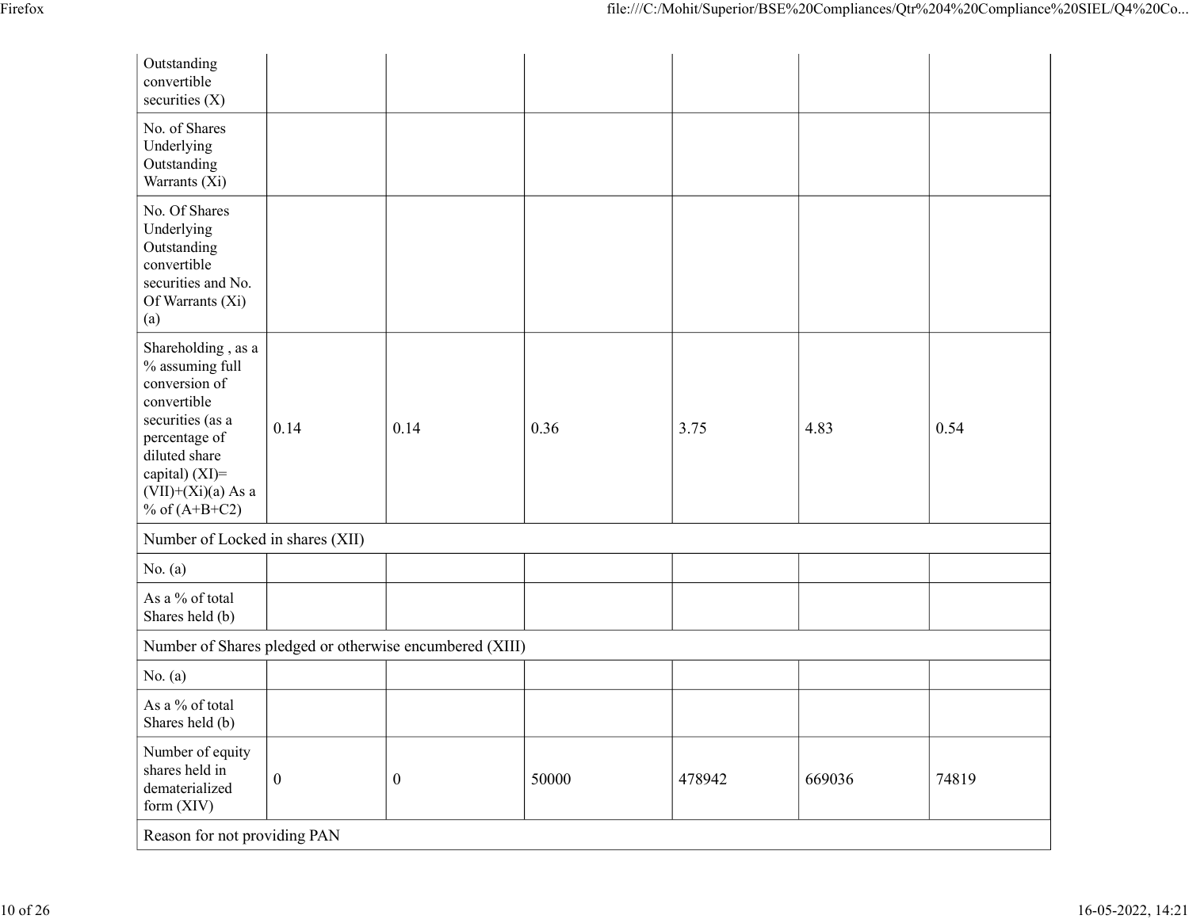| | | | | | | |
|---|---|---|---|---|---|---|
| Outstanding convertible securities (X) | | | | | | |
| No. of Shares Underlying Outstanding Warrants (Xi) | | | | | | |
| No. Of Shares Underlying Outstanding convertible securities and No. Of Warrants (Xi) (a) | | | | | | |
| Shareholding , as a % assuming full conversion of convertible securities (as a percentage of diluted share capital) (XI)= (VII)+(Xi)(a) As a % of (A+B+C2) | 0.14 | 0.14 | 0.36 | 3.75 | 4.83 | 0.54 |
| Number of Locked in shares (XII) | | | | | | |
| No. (a) | | | | | | |
| As a % of total Shares held (b) | | | | | | |
| Number of Shares pledged or otherwise encumbered (XIII) | | | | | | |
| No. (a) | | | | | | |
| As a % of total Shares held (b) | | | | | | |
| Number of equity shares held in dematerialized form (XIV) | 0 | 0 | 50000 | 478942 | 669036 | 74819 |
| Reason for not providing PAN | | | | | | |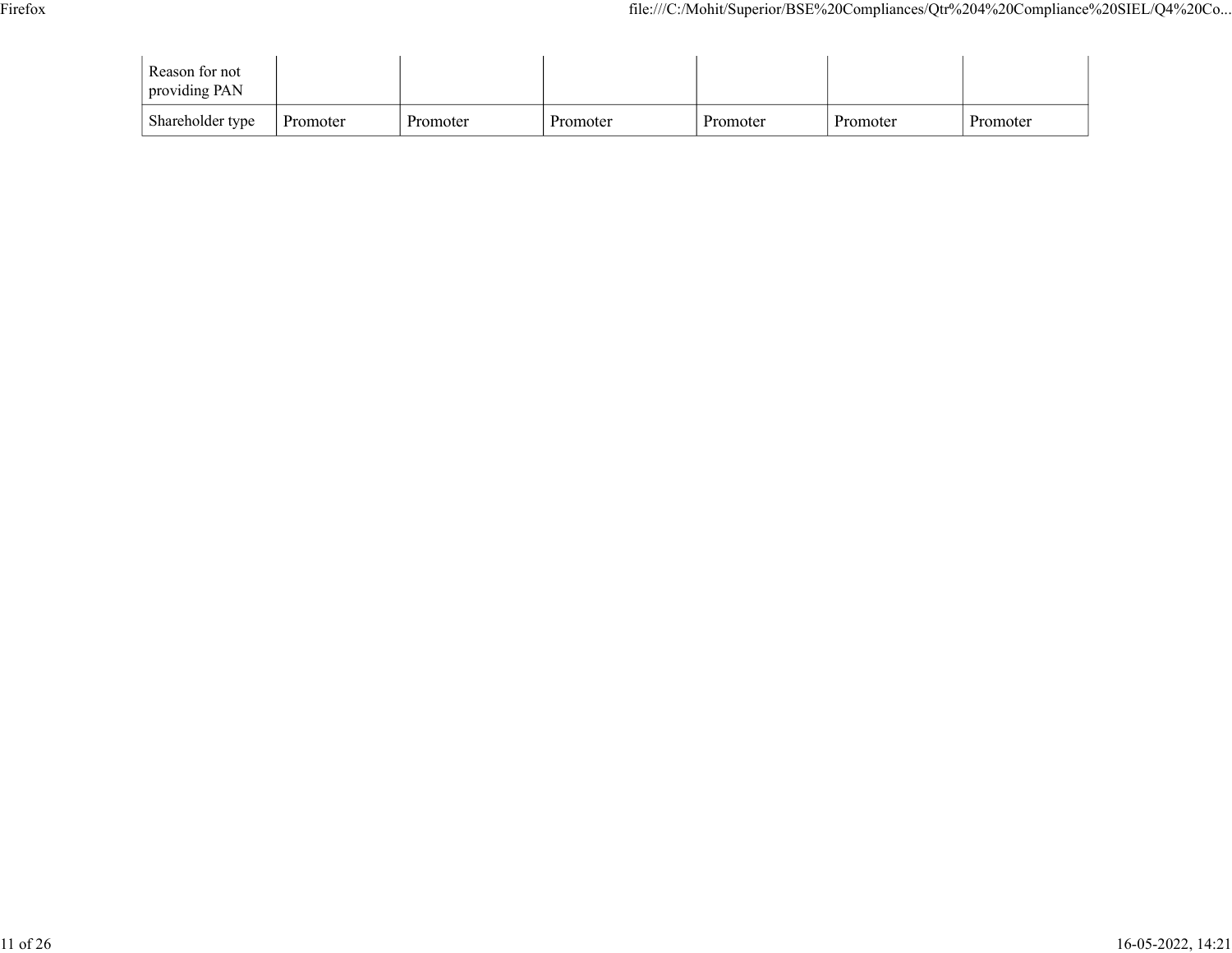| Reason for not providing PAN | | | | | | |
|---|---|---|---|---|---|---|
| Shareholder type | Promoter | Promoter | Promoter | Promoter | Promoter | Promoter |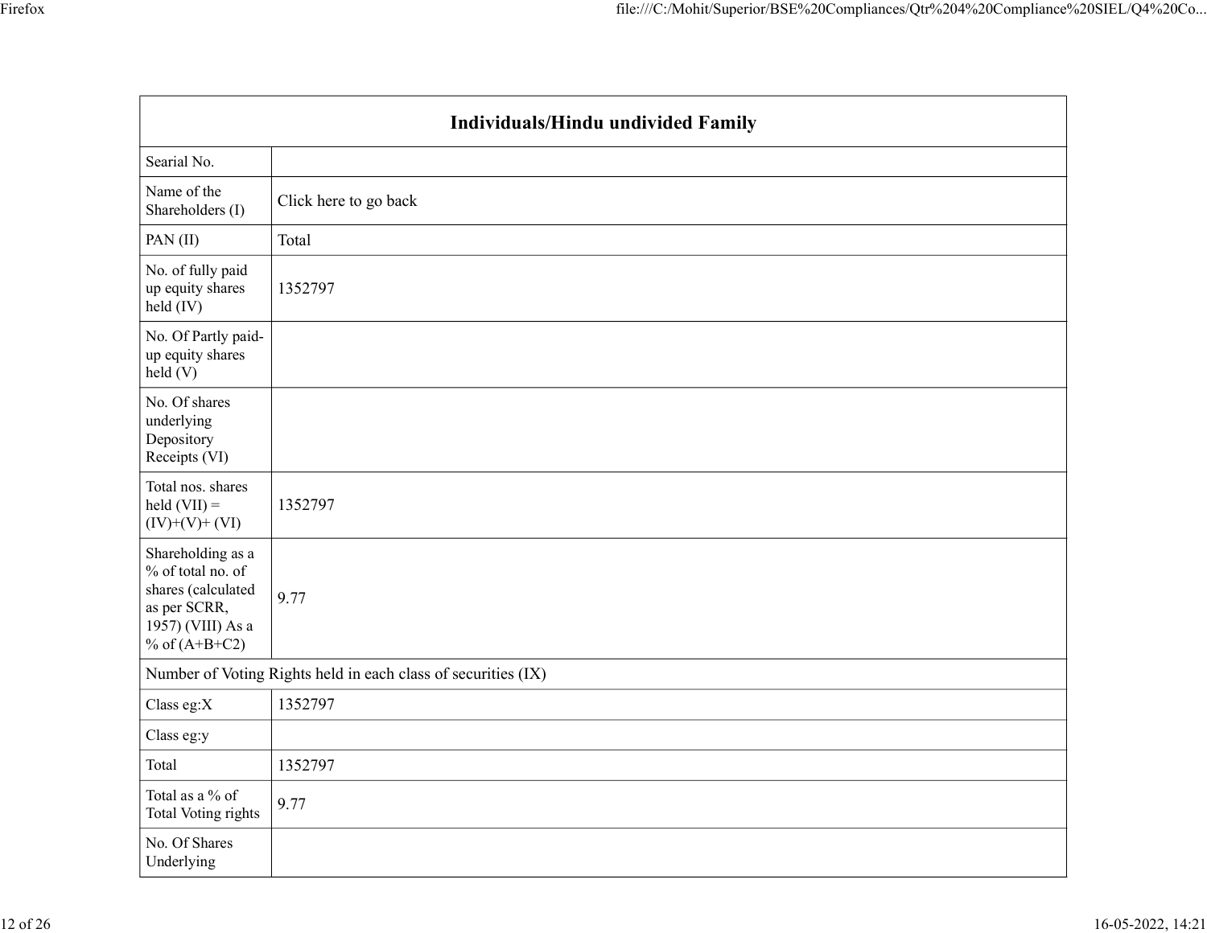| Individuals/Hindu undivided Family | |
|---|---|
| Searial No. | |
| Name of the Shareholders (I) | Click here to go back |
| PAN (II) | Total |
| No. of fully paid up equity shares held (IV) | 1352797 |
| No. Of Partly paid-up equity shares held (V) | |
| No. Of shares underlying Depository Receipts (VI) | |
| Total nos. shares held (VII) = (IV)+(V)+ (VI) | 1352797 |
| Shareholding as a % of total no. of shares (calculated as per SCRR, 1957) (VIII) As a % of (A+B+C2) | 9.77 |
| Number of Voting Rights held in each class of securities (IX) | |
| Class eg:X | 1352797 |
| Class eg:y | |
| Total | 1352797 |
| Total as a % of Total Voting rights | 9.77 |
| No. Of Shares Underlying | |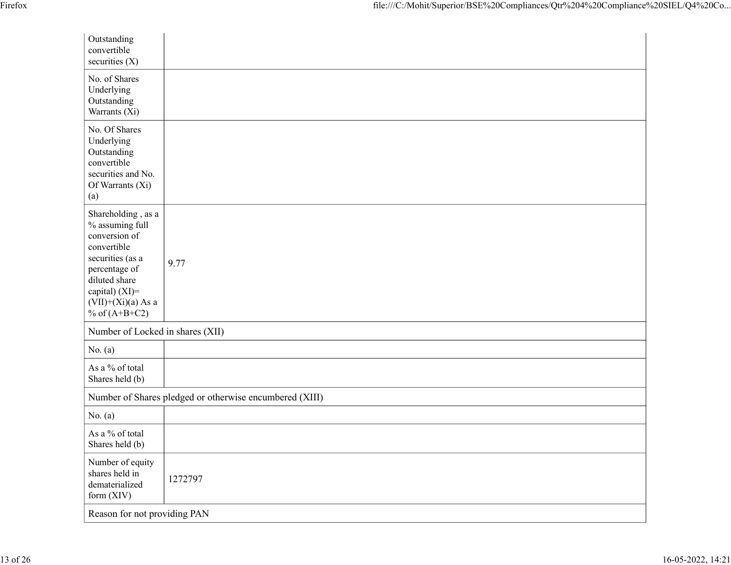| | |
|---|---|
| Outstanding convertible securities (X) | |
| No. of Shares Underlying Outstanding Warrants (Xi) | |
| No. Of Shares Underlying Outstanding convertible securities and No. Of Warrants (Xi) (a) | |
| Shareholding , as a % assuming full conversion of convertible securities (as a percentage of diluted share capital) (XI)= (VII)+(Xi)(a) As a % of (A+B+C2) | 9.77 |
| Number of Locked in shares (XII) | |
| No. (a) | |
| As a % of total Shares held (b) | |
| Number of Shares pledged or otherwise encumbered (XIII) | |
| No. (a) | |
| As a % of total Shares held (b) | |
| Number of equity shares held in dematerialized form (XIV) | 1272797 |
| Reason for not providing PAN | |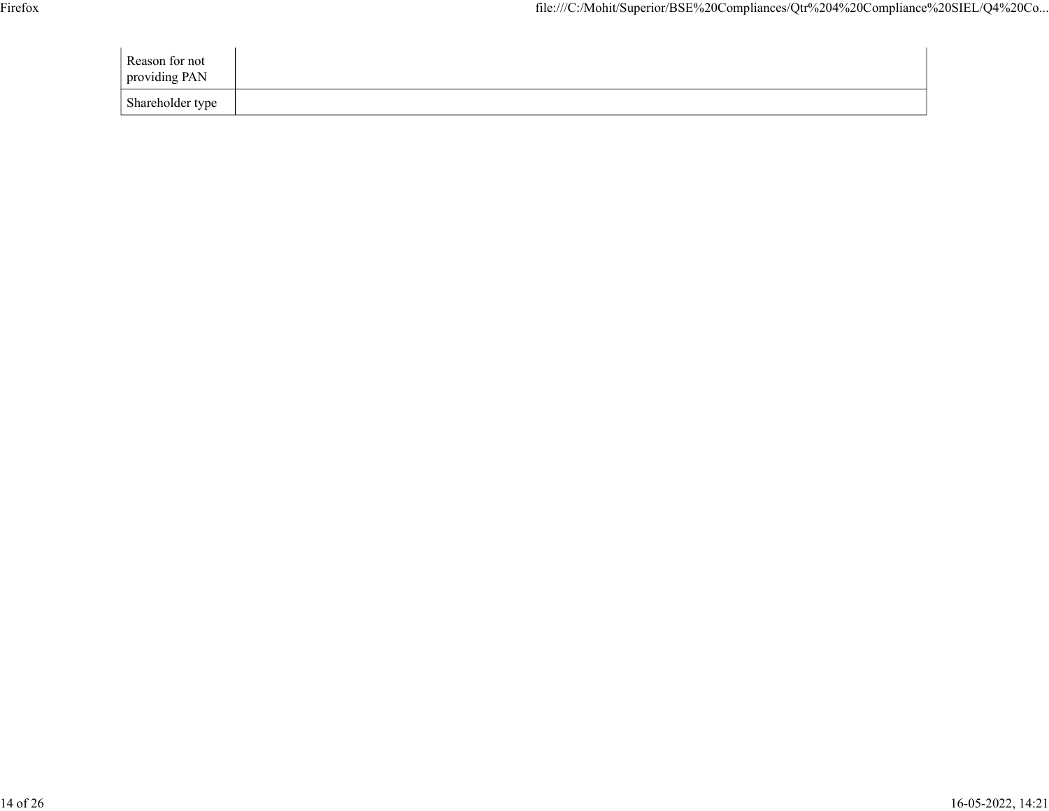| Reason for not providing PAN | |
| --- | --- |
| Shareholder type | |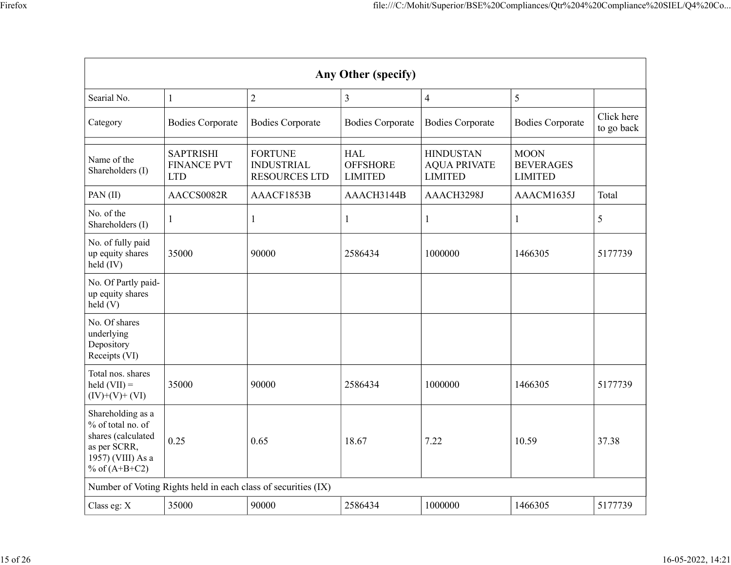| Any Other (specify) | | | | | | |
|---|---|---|---|---|---|---|
| Searial No. | 1 | 2 | 3 | 4 | 5 | |
| Category | Bodies Corporate | Bodies Corporate | Bodies Corporate | Bodies Corporate | Bodies Corporate | Click here to go back |
| | | | | | | |
| Name of the Shareholders (I) | SAPTRISHI FINANCE PVT LTD | FORTUNE INDUSTRIAL RESOURCES LTD | HAL OFFSHORE LIMITED | HINDUSTAN AQUA PRIVATE LIMITED | MOON BEVERAGES LIMITED | |
| PAN (II) | AACCS0082R | AAACF1853B | AAACH3144B | AAACH3298J | AAACM1635J | Total |
| No. of the Shareholders (I) | 1 | 1 | 1 | 1 | 1 | 5 |
| No. of fully paid up equity shares held (IV) | 35000 | 90000 | 2586434 | 1000000 | 1466305 | 5177739 |
| No. Of Partly paid-up equity shares held (V) | | | | | | |
| No. Of shares underlying Depository Receipts (VI) | | | | | | |
| Total nos. shares held (VII) = (IV)+(V)+ (VI) | 35000 | 90000 | 2586434 | 1000000 | 1466305 | 5177739 |
| Shareholding as a % of total no. of shares (calculated as per SCRR, 1957) (VIII) As a % of (A+B+C2) | 0.25 | 0.65 | 18.67 | 7.22 | 10.59 | 37.38 |
| Number of Voting Rights held in each class of securities (IX) | | | | | | |
| Class eg: X | 35000 | 90000 | 2586434 | 1000000 | 1466305 | 5177739 |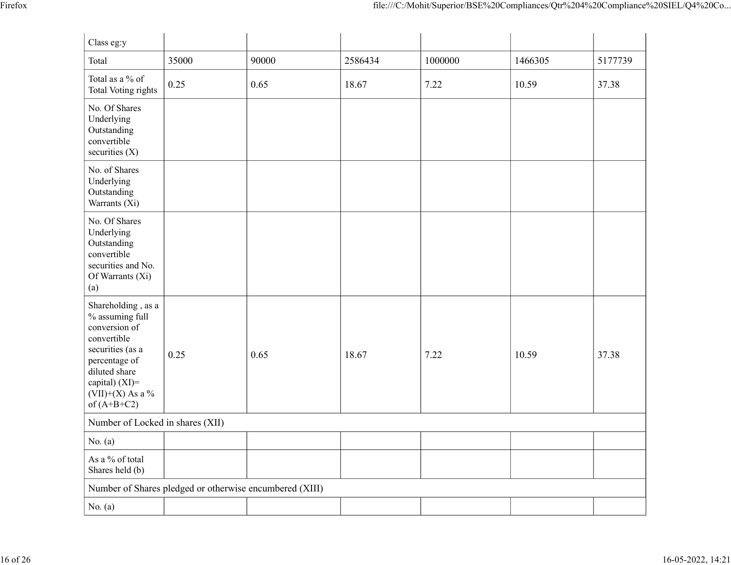| Class eg:y | | | | | | |
|---|---|---|---|---|---|---|
| Total | 35000 | 90000 | 2586434 | 1000000 | 1466305 | 5177739 |
| Total as a % of Total Voting rights | 0.25 | 0.65 | 18.67 | 7.22 | 10.59 | 37.38 |
| No. Of Shares Underlying Outstanding convertible securities (X) | | | | | | |
| No. of Shares Underlying Outstanding Warrants (Xi) | | | | | | |
| No. Of Shares Underlying Outstanding convertible securities and No. Of Warrants (Xi) (a) | | | | | | |
| Shareholding , as a % assuming full conversion of convertible securities (as a percentage of diluted share capital) (XI)= (VII)+(X) As a % of (A+B+C2) | 0.25 | 0.65 | 18.67 | 7.22 | 10.59 | 37.38 |
| Number of Locked in shares (XII) | | | | | | |
| No. (a) | | | | | | |
| As a % of total Shares held (b) | | | | | | |
| Number of Shares pledged or otherwise encumbered (XIII) | | | | | | |
| No. (a) | | | | | | |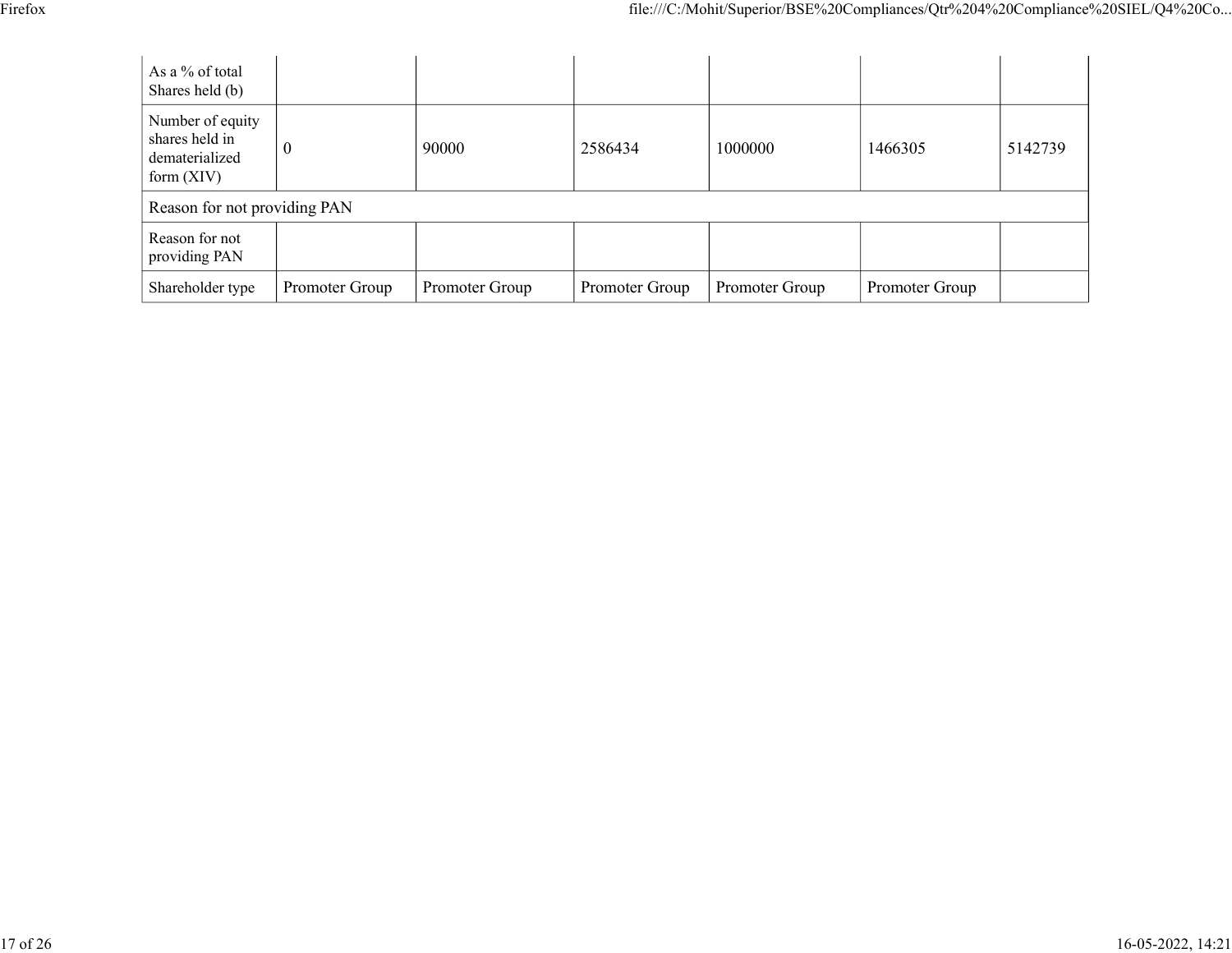| As a % of total Shares held (b) | | | | | | |
|---|---|---|---|---|---|---|
| Number of equity shares held in dematerialized form (XIV) | 0 | 90000 | 2586434 | 1000000 | 1466305 | 5142739 |
| Reason for not providing PAN | | | | | | |
| Reason for not providing PAN | | | | | | |
| Shareholder type | Promoter Group | Promoter Group | Promoter Group | Promoter Group | Promoter Group | |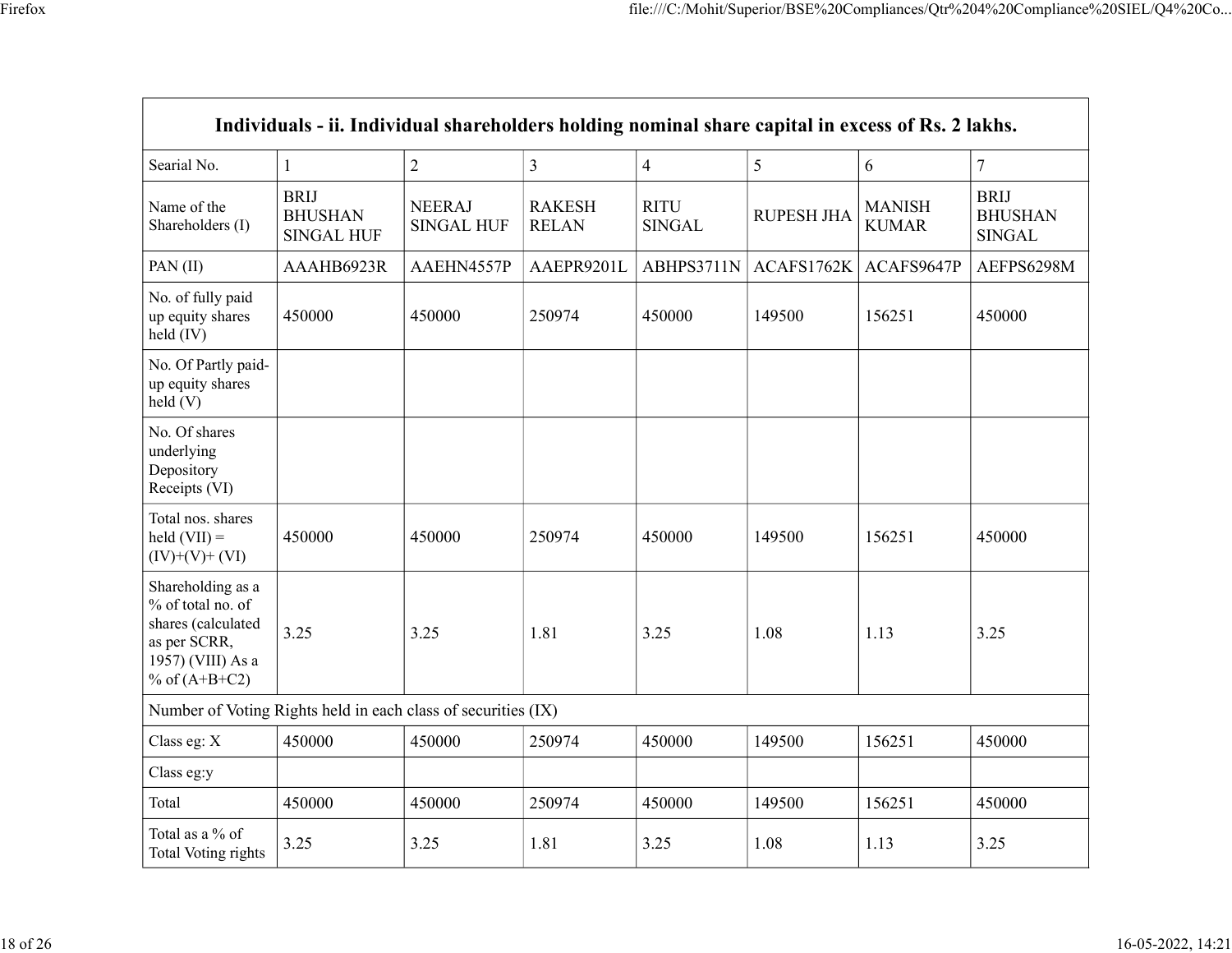| Individuals - ii. Individual shareholders holding nominal share capital in excess of Rs. 2 lakhs. | | | | | | | |
|---|---|---|---|---|---|---|---|
| Searial No. | 1 | 2 | 3 | 4 | 5 | 6 | 7 |
| Name of the Shareholders (I) | BRIJ BHUSHAN SINGAL HUF | NEERAJ SINGAL HUF | RAKESH RELAN | RITU SINGAL | RUPESH JHA | MANISH KUMAR | BRIJ BHUSHAN SINGAL |
| PAN (II) | AAAHB6923R | AAEHN4557P | AAEPR9201L | ABHPS3711N | ACAFS1762K | ACAFS9647P | AEFPS6298M |
| No. of fully paid up equity shares held (IV) | 450000 | 450000 | 250974 | 450000 | 149500 | 156251 | 450000 |
| No. Of Partly paid-up equity shares held (V) | | | | | | | |
| No. Of shares underlying Depository Receipts (VI) | | | | | | | |
| Total nos. shares held (VII) = (IV)+(V)+ (VI) | 450000 | 450000 | 250974 | 450000 | 149500 | 156251 | 450000 |
| Shareholding as a % of total no. of shares (calculated as per SCRR, 1957) (VIII) As a % of (A+B+C2) | 3.25 | 3.25 | 1.81 | 3.25 | 1.08 | 1.13 | 3.25 |
| Number of Voting Rights held in each class of securities (IX) | | | | | | | |
| Class eg: X | 450000 | 450000 | 250974 | 450000 | 149500 | 156251 | 450000 |
| Class eg:y | | | | | | | |
| Total | 450000 | 450000 | 250974 | 450000 | 149500 | 156251 | 450000 |
| Total as a % of Total Voting rights | 3.25 | 3.25 | 1.81 | 3.25 | 1.08 | 1.13 | 3.25 |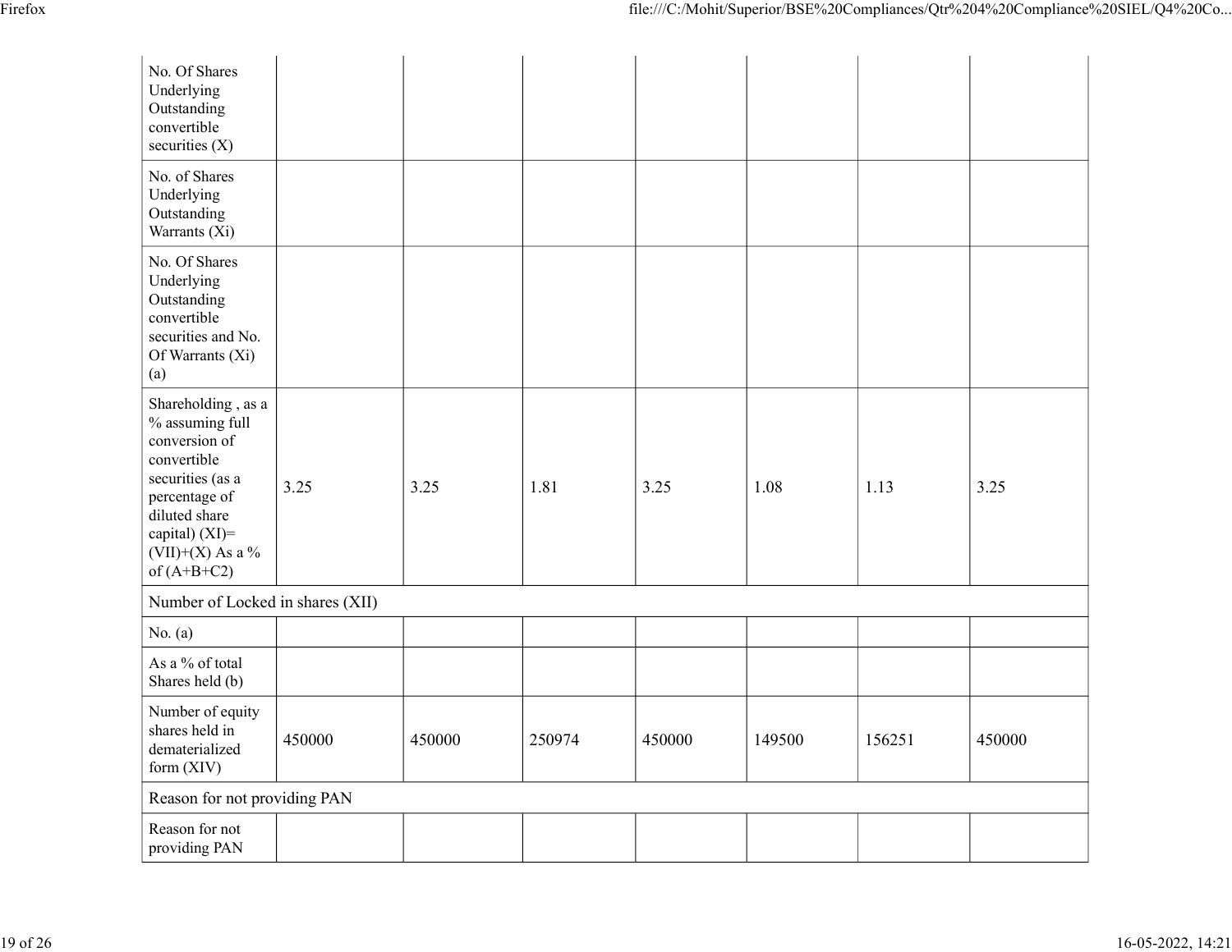| No. Of Shares Underlying Outstanding convertible securities (X) | | | | | | | |
|---|---|---|---|---|---|---|---|
| No. of Shares Underlying Outstanding Warrants (Xi) | | | | | | | |
| No. Of Shares Underlying Outstanding convertible securities and No. Of Warrants (Xi) (a) | | | | | | | |
| Shareholding , as a % assuming full conversion of convertible securities (as a percentage of diluted share capital) (XI)= (VII)+(X) As a % of (A+B+C2) | 3.25 | 3.25 | 1.81 | 3.25 | 1.08 | 1.13 | 3.25 |
| Number of Locked in shares (XII) | | | | | | | |
| No. (a) | | | | | | | |
| As a % of total Shares held (b) | | | | | | | |
| Number of equity shares held in dematerialized form (XIV) | 450000 | 450000 | 250974 | 450000 | 149500 | 156251 | 450000 |
| Reason for not providing PAN | | | | | | | |
| Reason for not providing PAN | | | | | | | |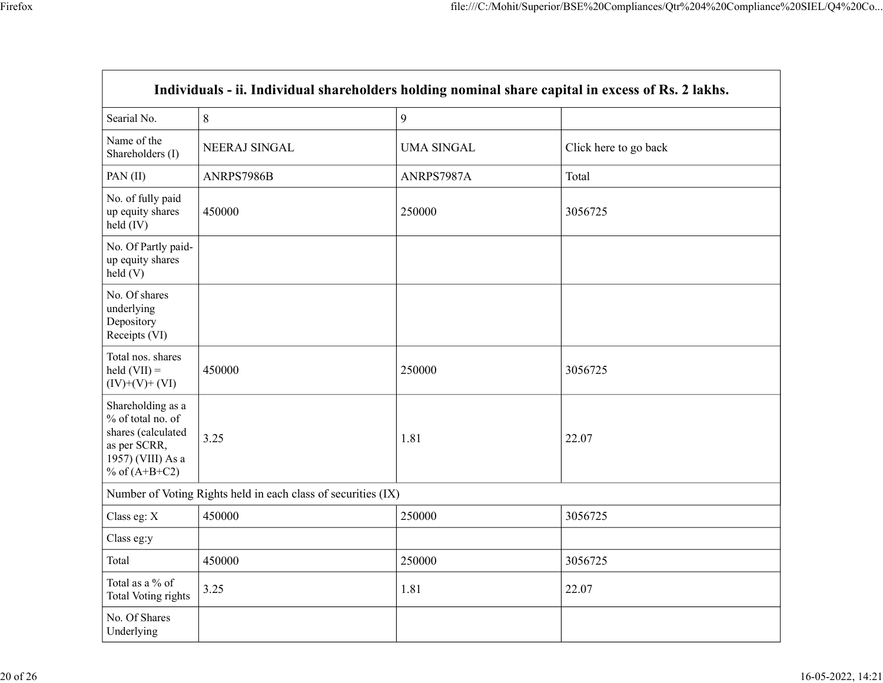| Individuals - ii. Individual shareholders holding nominal share capital in excess of Rs. 2 lakhs. | | | |
|---|---|---|---|
| Searial No. | 8 | 9 | |
| Name of the Shareholders (I) | NEERAJ SINGAL | UMA SINGAL | Click here to go back |
| PAN (II) | ANRPS7986B | ANRPS7987A | Total |
| No. of fully paid up equity shares held (IV) | 450000 | 250000 | 3056725 |
| No. Of Partly paid-up equity shares held (V) | | | |
| No. Of shares underlying Depository Receipts (VI) | | | |
| Total nos. shares held (VII) = (IV)+(V)+ (VI) | 450000 | 250000 | 3056725 |
| Shareholding as a % of total no. of shares (calculated as per SCRR, 1957) (VIII) As a % of (A+B+C2) | 3.25 | 1.81 | 22.07 |
| Number of Voting Rights held in each class of securities (IX) | | | |
| Class eg: X | 450000 | 250000 | 3056725 |
| Class eg:y | | | |
| Total | 450000 | 250000 | 3056725 |
| Total as a % of Total Voting rights | 3.25 | 1.81 | 22.07 |
| No. Of Shares Underlying | | | |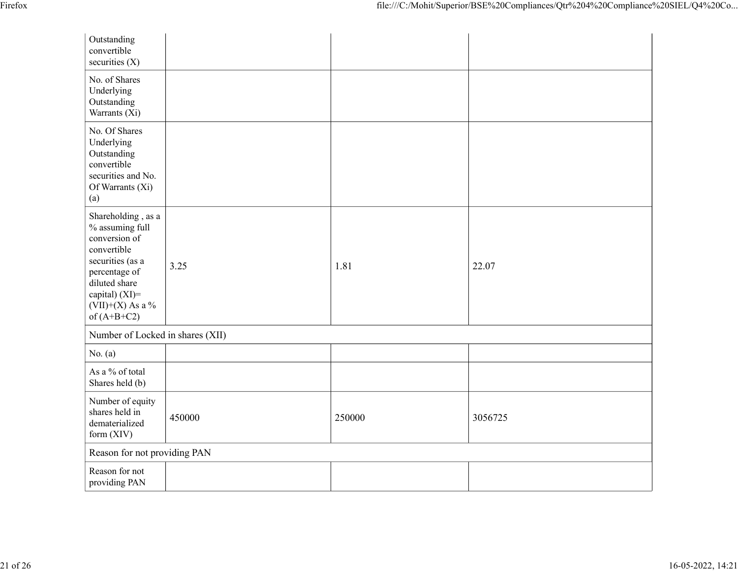| | | | |
|---|---|---|---|
| Outstanding convertible securities (X) | | | |
| No. of Shares Underlying Outstanding Warrants (Xi) | | | |
| No. Of Shares Underlying Outstanding convertible securities and No. Of Warrants (Xi) (a) | | | |
| Shareholding , as a % assuming full conversion of convertible securities (as a percentage of diluted share capital) (XI)= (VII)+(X) As a % of (A+B+C2) | 3.25 | 1.81 | 22.07 |
| Number of Locked in shares (XII) | | | |
| No. (a) | | | |
| As a % of total Shares held (b) | | | |
| Number of equity shares held in dematerialized form (XIV) | 450000 | 250000 | 3056725 |
| Reason for not providing PAN | | | |
| Reason for not providing PAN | | | |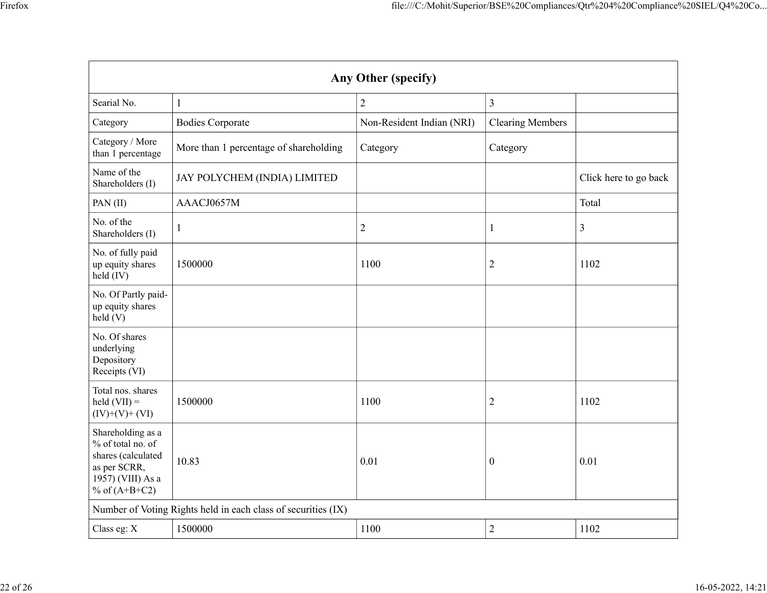| Any Other (specify) | | | | |
|---|---|---|---|---|
| Searial No. | 1 | 2 | 3 | |
| Category | Bodies Corporate | Non-Resident Indian (NRI) | Clearing Members | |
| Category / More than 1 percentage | More than 1 percentage of shareholding | Category | Category | |
| Name of the Shareholders (I) | JAY POLYCHEM (INDIA) LIMITED | | | Click here to go back |
| PAN (II) | AAACJ0657M | | | Total |
| No. of the Shareholders (I) | 1 | 2 | 1 | 3 |
| No. of fully paid up equity shares held (IV) | 1500000 | 1100 | 2 | 1102 |
| No. Of Partly paid-up equity shares held (V) | | | | |
| No. Of shares underlying Depository Receipts (VI) | | | | |
| Total nos. shares held (VII) = (IV)+(V)+ (VI) | 1500000 | 1100 | 2 | 1102 |
| Shareholding as a % of total no. of shares (calculated as per SCRR, 1957) (VIII) As a % of (A+B+C2) | 10.83 | 0.01 | 0 | 0.01 |
| Number of Voting Rights held in each class of securities (IX) | | | | |
| Class eg: X | 1500000 | 1100 | 2 | 1102 |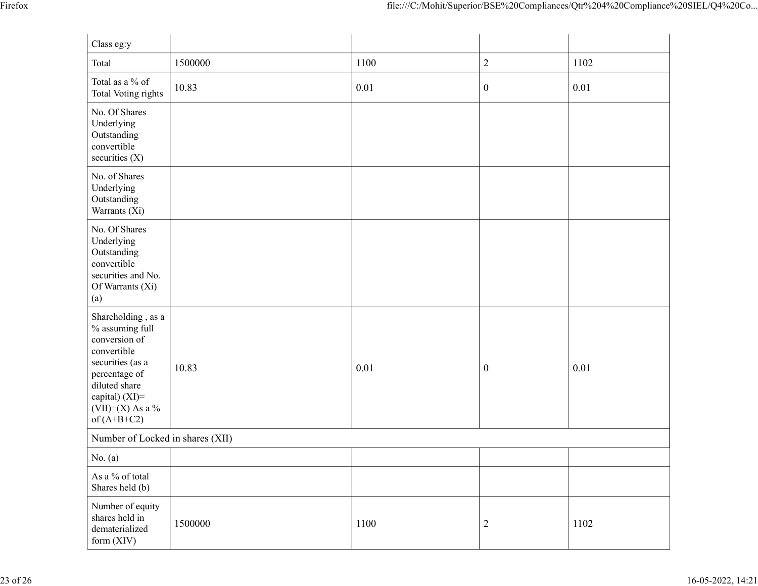| Class eg:y | | | | |
|---|---|---|---|---|
| Total | 1500000 | 1100 | 2 | 1102 |
| Total as a % of Total Voting rights | 10.83 | 0.01 | 0 | 0.01 |
| No. Of Shares Underlying Outstanding convertible securities (X) | | | | |
| No. of Shares Underlying Outstanding Warrants (Xi) | | | | |
| No. Of Shares Underlying Outstanding convertible securities and No. Of Warrants (Xi) (a) | | | | |
| Shareholding , as a % assuming full conversion of convertible securities (as a percentage of diluted share capital) (XI)= (VII)+(X) As a % of (A+B+C2) | 10.83 | 0.01 | 0 | 0.01 |
| Number of Locked in shares (XII) | | | | |
| No. (a) | | | | |
| As a % of total Shares held (b) | | | | |
| Number of equity shares held in dematerialized form (XIV) | 1500000 | 1100 | 2 | 1102 |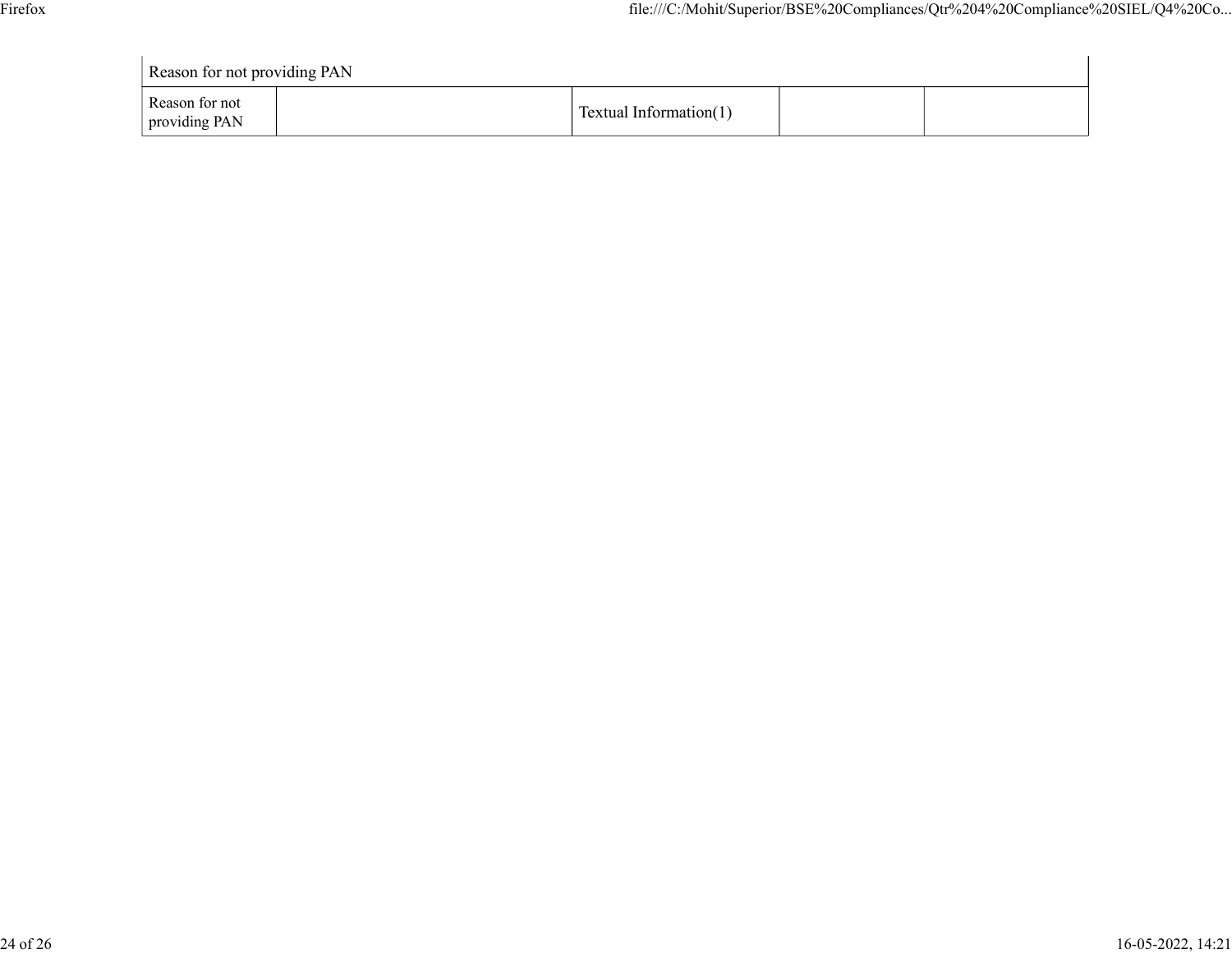| Reason for not providing PAN | | | | |
|---|---|---|---|---|
| Reason for not providing PAN | | Textual Information(1) | | |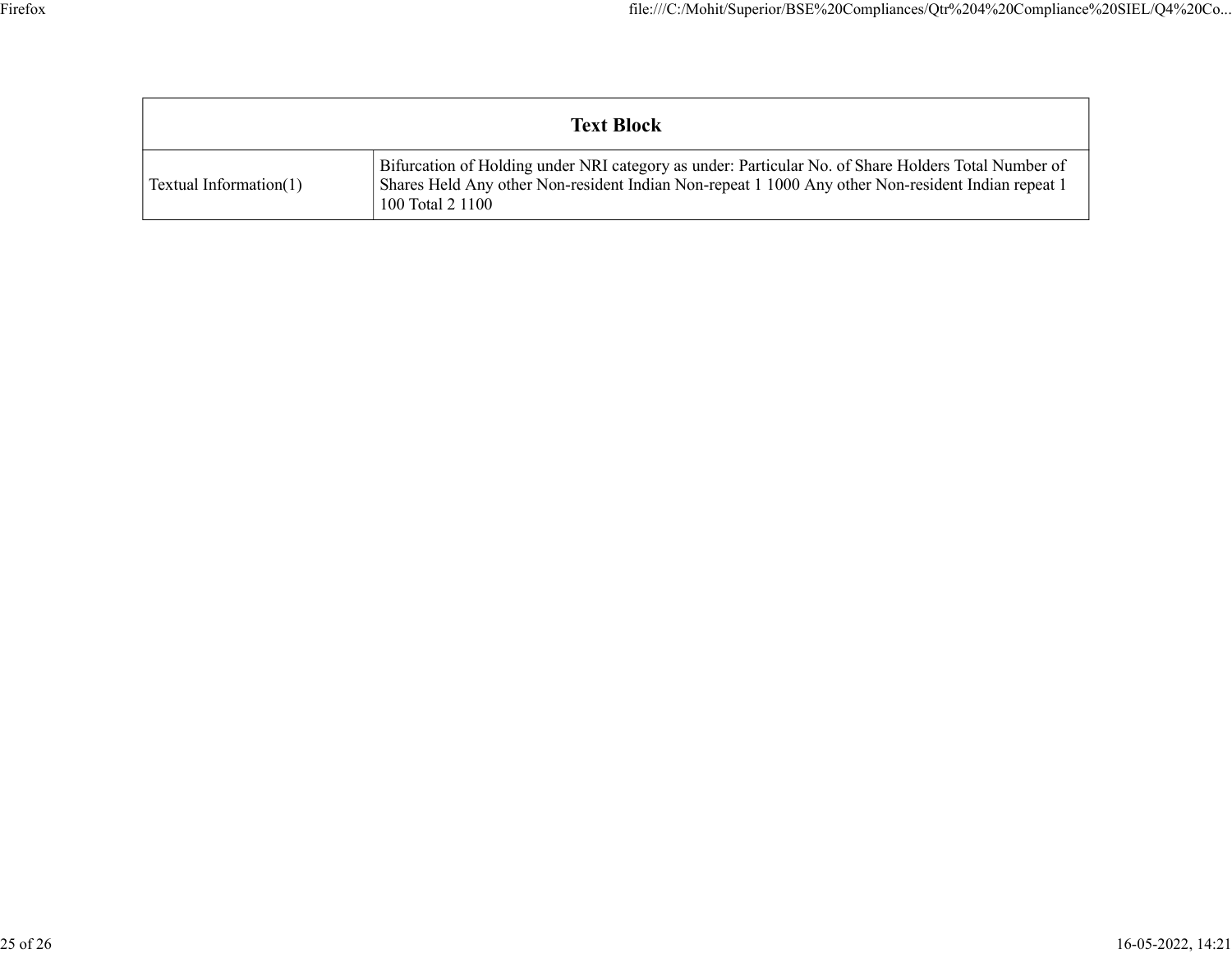| Text Block | |
|---|---|
| Textual Information(1) | Bifurcation of Holding under NRI category as under: Particular No. of Share Holders Total Number of Shares Held Any other Non-resident Indian Non-repeat 1 1000 Any other Non-resident Indian repeat 1 100 Total 2 1100 |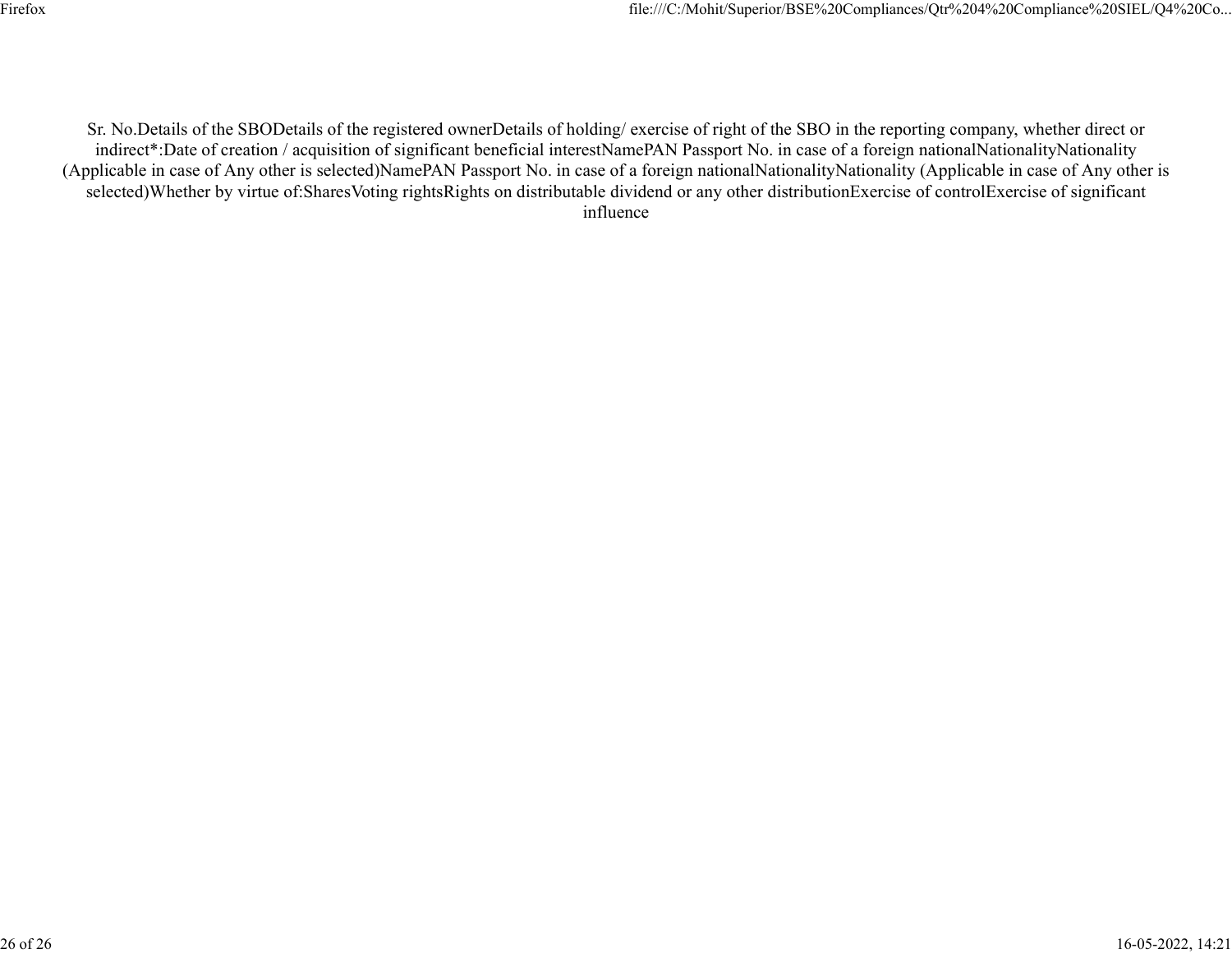Sr. No.Details of the SBODetails of the registered ownerDetails of holding/ exercise of right of the SBO in the reporting company, whether direct or indirect*:Date of creation / acquisition of significant beneficial interestNamePAN Passport No. in case of a foreign nationalNationalityNationality (Applicable in case of Any other is selected)NamePAN Passport No. in case of a foreign nationalNationalityNationality (Applicable in case of Any other is selected)Whether by virtue of:SharesVoting rightsRights on distributable dividend or any other distributionExercise of controlExercise of significant influence